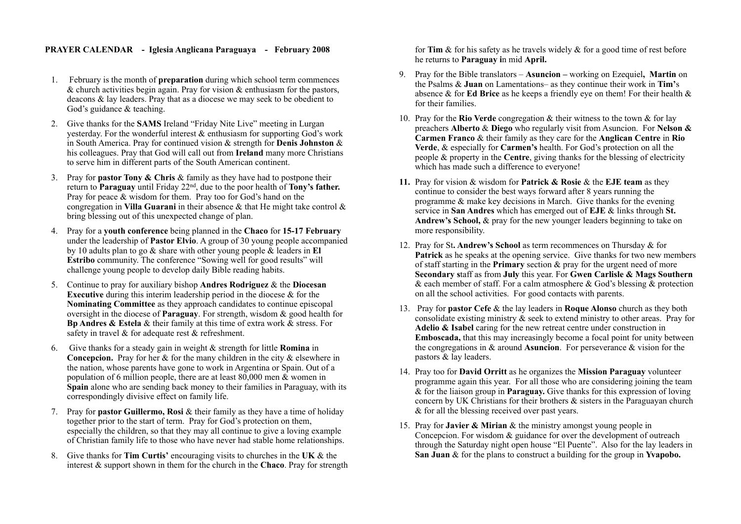**PRAYER CALENDAR - Iglesia Anglicana Paraguaya - February 2008**

1. February is the month of **preparation** during which school term commences & church activities begin again. Pray for vision & enthusiasm for the pastors, deacons & lay leaders. Pray that as a diocese we may seek to be obedient to God's guidance & teaching.

2. Give thanks for the **SAMS** Ireland "Friday Nite Live" meeting in Lurgan yesterday. For the wonderful interest & enthusiasm for supporting God's work in South America. Pray for continued vision & strength for **Denis Johnston** & his colleagues. Pray that God will call out from **Ireland** many more Christians to serve him in different parts of the South American continent.

3. Pray for **pastor Tony & Chris** & family as they have had to postpone their return to **Paraguay** until Friday 22nd, due to the poor health of **Tony's father.** Pray for peace & wisdom for them. Pray too for God's hand on the congregation in **Villa Guarani** in their absence & that He might take control & bring blessing out of this unexpected change of plan.

4. Pray for a **youth conference** being planned in the **Chaco** for **15-17 February** under the leadership of **Pastor Elvio**. A group of 30 young people accompanied by 10 adults plan to go & share with other young people & leaders in **El Estribo** community. The conference "Sowing well for good results" will challenge young people to develop daily Bible reading habits.

5. Continue to pray for auxiliary bishop **Andres Rodriguez** & the **Diocesan Executive** during this interim leadership period in the diocese & for the **Nominating Committee** as they approach candidates to continue episcopal oversight in the diocese of **Paraguay**. For strength, wisdom & good health for **Bp Andres & Estela** & their family at this time of extra work & stress. For safety in travel & for adequate rest & refreshment.

6. Give thanks for a steady gain in weight & strength for little **Romina** in **Concepcion.** Pray for her & for the many children in the city & elsewhere in the nation, whose parents have gone to work in Argentina or Spain. Out of a population of 6 million people, there are at least 80,000 men & women in **Spain** alone who are sending back money to their families in Paraguay, with its correspondingly divisive effect on family life.

7. Pray for **pastor Guillermo, Rosi** & their family as they have a time of holiday together prior to the start of term. Pray for God's protection on them, especially the children, so that they may all continue to give a loving example of Christian family life to those who have never had stable home relationships.

8. Give thanks for **Tim Curtis'** encouraging visits to churches in the **UK** & the interest & support shown in them for the church in the **Chaco**. Pray for strength for **Tim** & for his safety as he travels widely & for a good time of rest before he returns to **Paraguay i**n mid **April.**

9. Pray for the Bible translators – **Asuncion –** working on Ezequiel**, Martin** on the Psalms & **Juan** on Lamentations– as they continue their work in **Tim'**s absence & for **Ed Brice** as he keeps a friendly eye on them! For their health & for their families.

10. Pray for the **Rio Verde** congregation & their witness to the town & for lay preachers **Alberto** & **Diego** who regularly visit from Asuncion. For **Nelson & Carmen Franco** & their family as they care for the **Anglican Centre** in **Rio Verde**, & especially for **Carmen's** health. For God's protection on all the people & property in the **Centre**, giving thanks for the blessing of electricity which has made such a difference to everyone!

11. Pray for vision & wisdom for **Patrick & Rosie** & the **EJE team** as they continue to consider the best ways forward after 8 years running the programme & make key decisions in March. Give thanks for the evening service in **San Andres** which has emerged out of **EJE** & links through **St. Andrew's School,** & pray for the new younger leaders beginning to take on more responsibility.

12. Pray for St**. Andrew's School** as term recommences on Thursday & for **Patrick** as he speaks at the opening service. Give thanks for two new members of staff starting in the **Primary** section & pray for the urgent need of more **Secondary s**taff as from **July** this year. For **Gwen Carlisle & Mags Southern** & each member of staff. For a calm atmosphere & God's blessing & protection on all the school activities. For good contacts with parents.

13. Pray for **pastor Cefe** & the lay leaders in **Roque Alonso** church as they both consolidate existing ministry & seek to extend ministry to other areas. Pray for **Adelio & Isabel** caring for the new retreat centre under construction in **Emboscada,** that this may increasingly become a focal point for unity between the congregations in & around **Asuncion**. For perseverance & vision for the pastors & lay leaders.

14. Pray too for **David Orritt** as he organizes the **Mission Paraguay** volunteer programme again this year. For all those who are considering joining the team & for the liaison group in **Paraguay.** Give thanks for this expression of loving concern by UK Christians for their brothers & sisters in the Paraguayan church & for all the blessing received over past years.

15. Pray for **Javier & Mirian** & the ministry amongst young people in Concepcion. For wisdom & guidance for over the development of outreach through the Saturday night open house "El Puente". Also for the lay leaders in **San Juan** & for the plans to construct a building for the group in **Yvapobo.**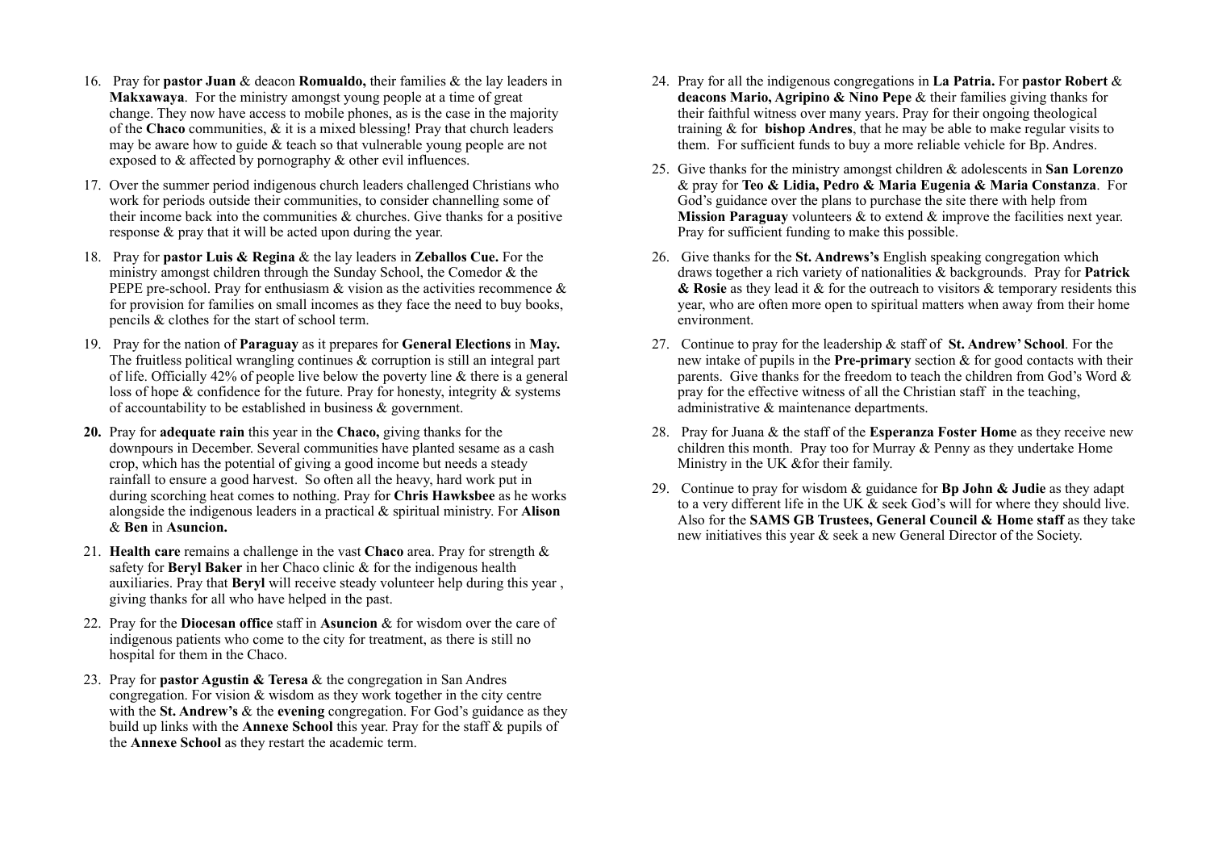16. Pray for **pastor Juan** & deacon **Romualdo,** their families & the lay leaders in **Makxawaya**. For the ministry amongst young people at a time of great change. They now have access to mobile phones, as is the case in the majority of the **Chaco** communities, & it is a mixed blessing! Pray that church leaders may be aware how to guide & teach so that vulnerable young people are not exposed to & affected by pornography & other evil influences.
17. Over the summer period indigenous church leaders challenged Christians who work for periods outside their communities, to consider channelling some of their income back into the communities & churches. Give thanks for a positive response & pray that it will be acted upon during the year.
18. Pray for **pastor Luis & Regina** & the lay leaders in **Zeballos Cue.** For the ministry amongst children through the Sunday School, the Comedor & the PEPE pre-school. Pray for enthusiasm & vision as the activities recommence & for provision for families on small incomes as they face the need to buy books, pencils & clothes for the start of school term.
19. Pray for the nation of **Paraguay** as it prepares for **General Elections** in **May.** The fruitless political wrangling continues & corruption is still an integral part of life. Officially 42% of people live below the poverty line & there is a general loss of hope & confidence for the future. Pray for honesty, integrity & systems of accountability to be established in business & government.
20. Pray for **adequate rain** this year in the **Chaco,** giving thanks for the downpours in December. Several communities have planted sesame as a cash crop, which has the potential of giving a good income but needs a steady rainfall to ensure a good harvest. So often all the heavy, hard work put in during scorching heat comes to nothing. Pray for **Chris Hawksbee** as he works alongside the indigenous leaders in a practical & spiritual ministry. For **Alison** & **Ben** in **Asuncion.**
21. **Health care** remains a challenge in the vast **Chaco** area. Pray for strength & safety for **Beryl Baker** in her Chaco clinic & for the indigenous health auxiliaries. Pray that **Beryl** will receive steady volunteer help during this year , giving thanks for all who have helped in the past.
22. Pray for the **Diocesan office** staff in **Asuncion** & for wisdom over the care of indigenous patients who come to the city for treatment, as there is still no hospital for them in the Chaco.
23. Pray for **pastor Agustin & Teresa** & the congregation in San Andres congregation. For vision & wisdom as they work together in the city centre with the **St. Andrew's** & the **evening** congregation. For God's guidance as they build up links with the **Annexe School** this year. Pray for the staff & pupils of the **Annexe School** as they restart the academic term.
24. Pray for all the indigenous congregations in **La Patria.** For **pastor Robert** & **deacons Mario, Agripino & Nino Pepe** & their families giving thanks for their faithful witness over many years. Pray for their ongoing theological training & for **bishop Andres**, that he may be able to make regular visits to them. For sufficient funds to buy a more reliable vehicle for Bp. Andres.
25. Give thanks for the ministry amongst children & adolescents in **San Lorenzo** & pray for **Teo & Lidia, Pedro & Maria Eugenia & Maria Constanza**. For God's guidance over the plans to purchase the site there with help from **Mission Paraguay** volunteers & to extend & improve the facilities next year. Pray for sufficient funding to make this possible.
26. Give thanks for the **St. Andrews's** English speaking congregation which draws together a rich variety of nationalities & backgrounds. Pray for **Patrick & Rosie** as they lead it & for the outreach to visitors & temporary residents this year, who are often more open to spiritual matters when away from their home environment.
27. Continue to pray for the leadership & staff of **St. Andrew' School**. For the new intake of pupils in the **Pre-primary** section & for good contacts with their parents. Give thanks for the freedom to teach the children from God's Word & pray for the effective witness of all the Christian staff in the teaching, administrative & maintenance departments.
28. Pray for Juana & the staff of the **Esperanza Foster Home** as they receive new children this month. Pray too for Murray & Penny as they undertake Home Ministry in the UK &for their family.
29. Continue to pray for wisdom & guidance for **Bp John & Judie** as they adapt to a very different life in the UK & seek God's will for where they should live. Also for the **SAMS GB Trustees, General Council & Home staff** as they take new initiatives this year & seek a new General Director of the Society.